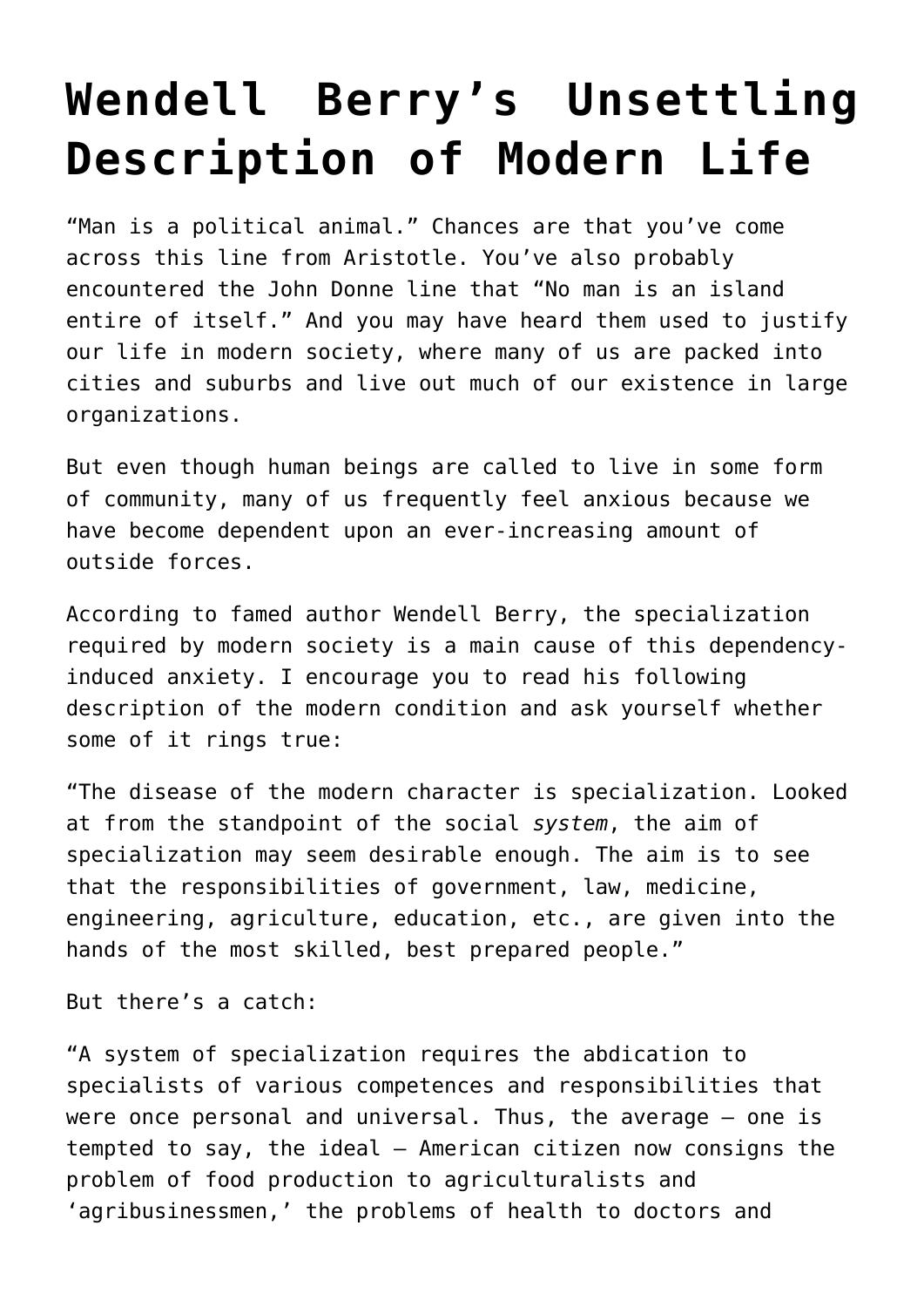# Wendell Berry's Unsettling Description of Modern Life

"Man is a political animal." Chances are that you've come across this line from Aristotle. You've also probably encountered the John Donne line that "No man is an island entire of itself." And you may have heard them used to justify our life in modern society, where many of us are packed into cities and suburbs and live out much of our existence in large organizations.

But even though human beings are called to live in some form of community, many of us frequently feel anxious because we have become dependent upon an ever-increasing amount of outside forces.

According to famed author Wendell Berry, the specialization required by modern society is a main cause of this dependency-induced anxiety. I encourage you to read his following description of the modern condition and ask yourself whether some of it rings true:

"The disease of the modern character is specialization. Looked at from the standpoint of the social *system*, the aim of specialization may seem desirable enough. The aim is to see that the responsibilities of government, law, medicine, engineering, agriculture, education, etc., are given into the hands of the most skilled, best prepared people."

But there's a catch:

"A system of specialization requires the abdication to specialists of various competences and responsibilities that were once personal and universal. Thus, the average – one is tempted to say, the ideal – American citizen now consigns the problem of food production to agriculturalists and 'agribusinessmen,' the problems of health to doctors and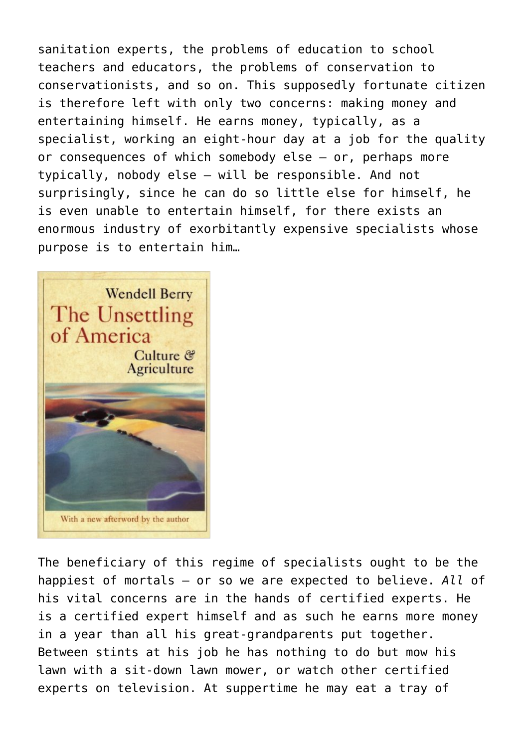sanitation experts, the problems of education to school teachers and educators, the problems of conservation to conservationists, and so on. This supposedly fortunate citizen is therefore left with only two concerns: making money and entertaining himself. He earns money, typically, as a specialist, working an eight-hour day at a job for the quality or consequences of which somebody else – or, perhaps more typically, nobody else – will be responsible. And not surprisingly, since he can do so little else for himself, he is even unable to entertain himself, for there exists an enormous industry of exorbitantly expensive specialists whose purpose is to entertain him…

The beneficiary of this regime of specialists ought to be the happiest of mortals – or so we are expected to believe. *All* of his vital concerns are in the hands of certified experts. He is a certified expert himself and as such he earns more money in a year than all his great-grandparents put together. Between stints at his job he has nothing to do but mow his lawn with a sit-down lawn mower, or watch other certified experts on television. At suppertime he may eat a tray of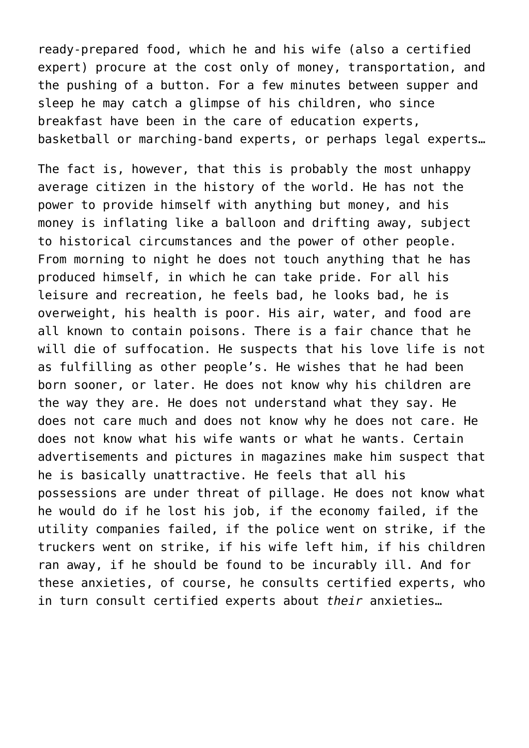ready-prepared food, which he and his wife (also a certified expert) procure at the cost only of money, transportation, and the pushing of a button. For a few minutes between supper and sleep he may catch a glimpse of his children, who since breakfast have been in the care of education experts, basketball or marching-band experts, or perhaps legal experts…

The fact is, however, that this is probably the most unhappy average citizen in the history of the world. He has not the power to provide himself with anything but money, and his money is inflating like a balloon and drifting away, subject to historical circumstances and the power of other people. From morning to night he does not touch anything that he has produced himself, in which he can take pride. For all his leisure and recreation, he feels bad, he looks bad, he is overweight, his health is poor. His air, water, and food are all known to contain poisons. There is a fair chance that he will die of suffocation. He suspects that his love life is not as fulfilling as other people's. He wishes that he had been born sooner, or later. He does not know why his children are the way they are. He does not understand what they say. He does not care much and does not know why he does not care. He does not know what his wife wants or what he wants. Certain advertisements and pictures in magazines make him suspect that he is basically unattractive. He feels that all his possessions are under threat of pillage. He does not know what he would do if he lost his job, if the economy failed, if the utility companies failed, if the police went on strike, if the truckers went on strike, if his wife left him, if his children ran away, if he should be found to be incurably ill. And for these anxieties, of course, he consults certified experts, who in turn consult certified experts about *their* anxieties…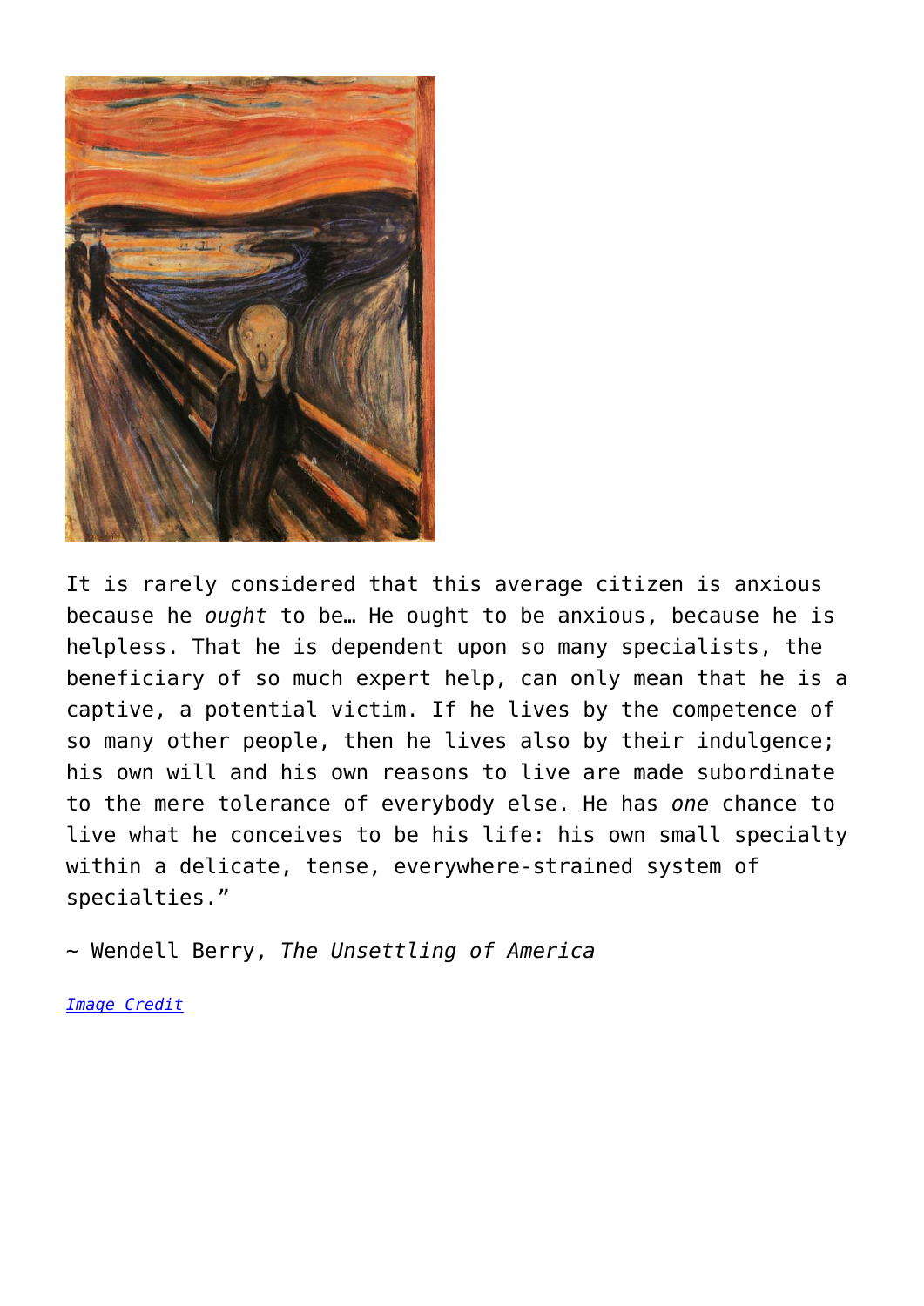It is rarely considered that this average citizen is anxious because he *ought* to be… He ought to be anxious, because he is helpless. That he is dependent upon so many specialists, the beneficiary of so much expert help, can only mean that he is a captive, a potential victim. If he lives by the competence of so many other people, then he lives also by their indulgence; his own will and his own reasons to live are made subordinate to the mere tolerance of everybody else. He has *one* chance to live what he conceives to be his life: his own small specialty within a delicate, tense, everywhere-strained system of specialties.”

~ Wendell Berry, *The Unsettling of America*

*Image Credit*